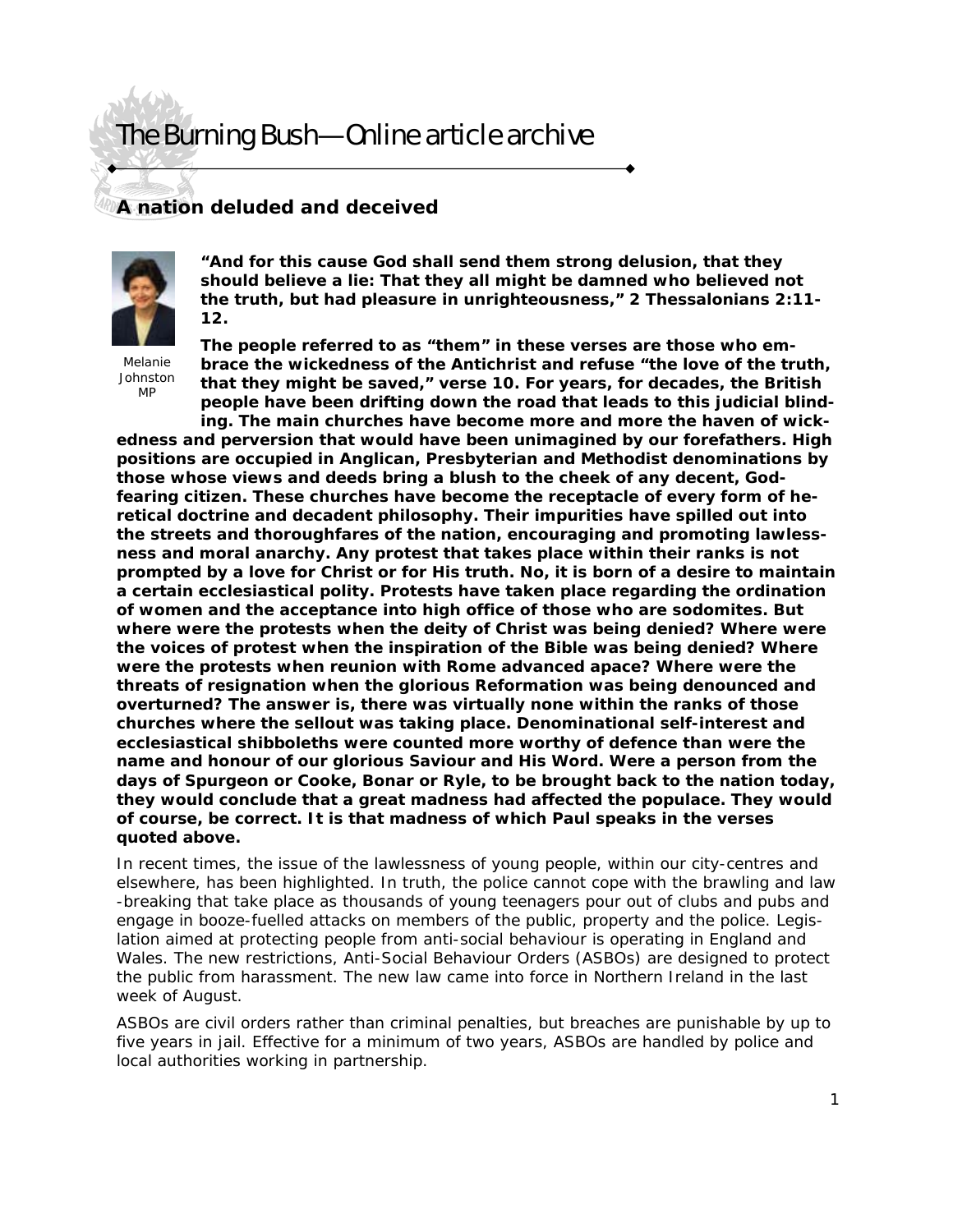# The Burning Bush—Online article archive

## A nation deluded and deceived

Melanie Johnston MP

**"And for this cause God shall send them strong delusion, that they should believe a lie: That they all might be damned who believed not the truth, but had pleasure in unrighteousness," 2 Thessalonians 2:11-12.**

**The people referred to as "them" in these verses are those who embrace the wickedness of the Antichrist and refuse "the love of the truth, that they might be saved," verse 10. For years, for decades, the British people have been drifting down the road that leads to this judicial blinding. The main churches have become more and more the haven of wickedness and perversion that would have been unimagined by our forefathers. High positions are occupied in Anglican, Presbyterian and Methodist denominations by those whose views and deeds bring a blush to the cheek of any decent, God-fearing citizen. These churches have become the receptacle of every form of heretical doctrine and decadent philosophy. Their impurities have spilled out into the streets and thoroughfares of the nation, encouraging and promoting lawlessness and moral anarchy. Any protest that takes place within their ranks is not prompted by a love for Christ or for His truth. No, it is born of a desire to maintain a certain ecclesiastical polity. Protests have taken place regarding the ordination of women and the acceptance into high office of those who are sodomites. But where were the protests when the deity of Christ was being denied? Where were the voices of protest when the inspiration of the Bible was being denied? Where were the protests when reunion with Rome advanced apace? Where were the threats of resignation when the glorious Reformation was being denounced and overturned? The answer is, there was virtually none within the ranks of those churches where the sellout was taking place. Denominational self-interest and ecclesiastical shibboleths were counted more worthy of defence than were the name and honour of our glorious Saviour and His Word. Were a person from the days of Spurgeon or Cooke, Bonar or Ryle, to be brought back to the nation today, they would conclude that a great madness had affected the populace. They would of course, be correct. It is that madness of which Paul speaks in the verses quoted above.**

In recent times, the issue of the lawlessness of young people, within our city-centres and elsewhere, has been highlighted. In truth, the police cannot cope with the brawling and law-breaking that take place as thousands of young teenagers pour out of clubs and pubs and engage in booze-fuelled attacks on members of the public, property and the police. Legislation aimed at protecting people from anti-social behaviour is operating in England and Wales. The new restrictions, Anti-Social Behaviour Orders (ASBOs) are designed to protect the public from harassment. The new law came into force in Northern Ireland in the last week of August.

ASBOs are civil orders rather than criminal penalties, but breaches are punishable by up to five years in jail. Effective for a minimum of two years, ASBOs are handled by police and local authorities working in partnership.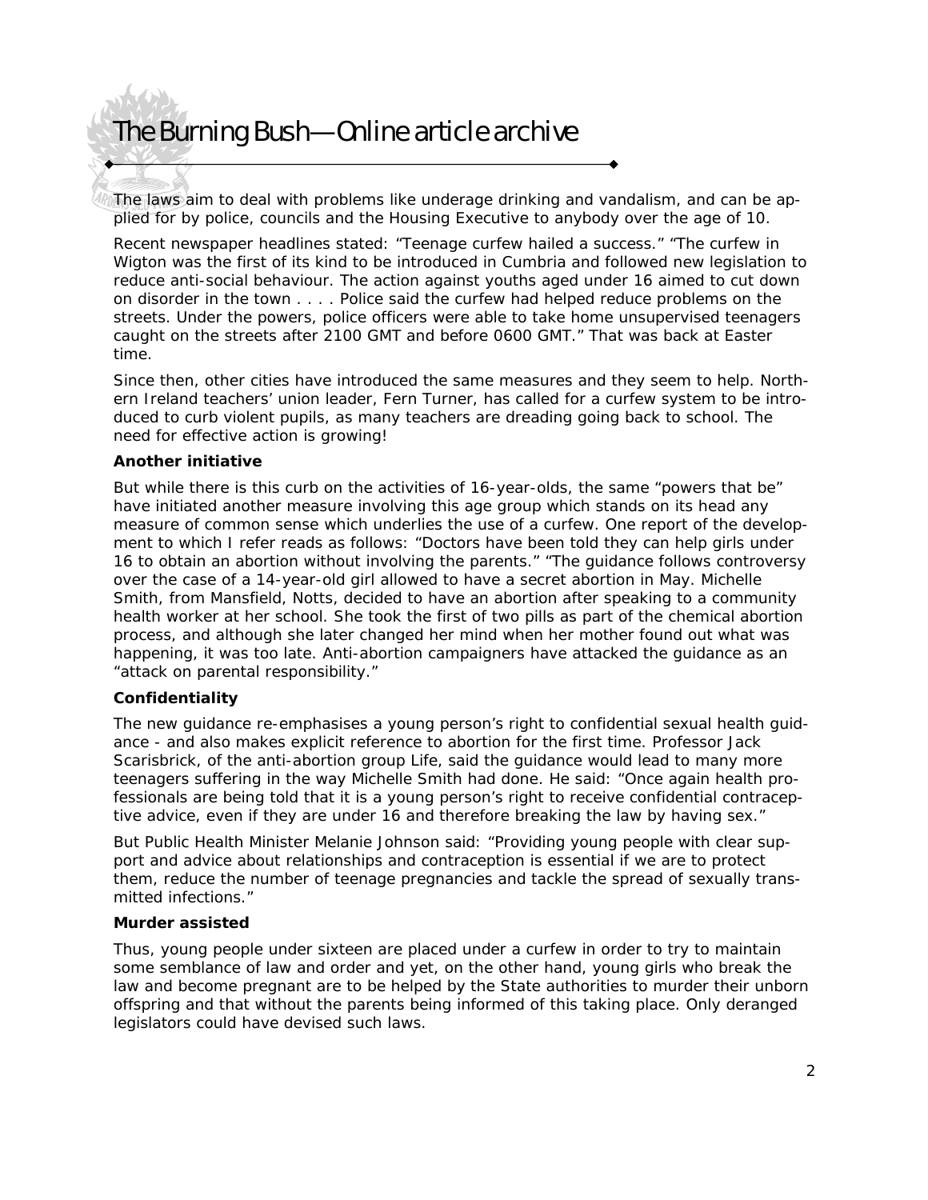The laws aim to deal with problems like underage drinking and vandalism, and can be applied for by police, councils and the Housing Executive to anybody over the age of 10.

Recent newspaper headlines stated: "Teenage curfew hailed a success." "The curfew in Wigton was the first of its kind to be introduced in Cumbria and followed new legislation to reduce anti-social behaviour. The action against youths aged under 16 aimed to cut down on disorder in the town . . . . Police said the curfew had helped reduce problems on the streets. Under the powers, police officers were able to take home unsupervised teenagers caught on the streets after 2100 GMT and before 0600 GMT." That was back at Easter time.

Since then, other cities have introduced the same measures and they seem to help. Northern Ireland teachers' union leader, Fern Turner, has called for a curfew system to be introduced to curb violent pupils, as many teachers are dreading going back to school. The need for effective action is growing!

**Another initiative**

But while there is this curb on the activities of 16-year-olds, the same "powers that be" have initiated another measure involving this age group which stands on its head any measure of common sense which underlies the use of a curfew. One report of the development to which I refer reads as follows: "Doctors have been told they can help girls under 16 to obtain an abortion without involving the parents." "The guidance follows controversy over the case of a 14-year-old girl allowed to have a secret abortion in May. Michelle Smith, from Mansfield, Notts, decided to have an abortion after speaking to a community health worker at her school. She took the first of two pills as part of the chemical abortion process, and although she later changed her mind when her mother found out what was happening, it was too late. Anti-abortion campaigners have attacked the guidance as an "attack on parental responsibility."

**Confidentiality**

The new guidance re-emphasises a young person's right to confidential sexual health guidance - and also makes explicit reference to abortion for the first time. Professor Jack Scarisbrick, of the anti-abortion group Life, said the guidance would lead to many more teenagers suffering in the way Michelle Smith had done. He said: "Once again health professionals are being told that it is a young person's right to receive confidential contraceptive advice, even if they are under 16 and therefore breaking the law by having sex."

But Public Health Minister Melanie Johnson said: "Providing young people with clear support and advice about relationships and contraception is essential if we are to protect them, reduce the number of teenage pregnancies and tackle the spread of sexually transmitted infections."

**Murder assisted**

Thus, young people under sixteen are placed under a curfew in order to try to maintain some semblance of law and order and yet, on the other hand, young girls who break the law and become pregnant are to be helped by the State authorities to murder their unborn offspring and that without the parents being informed of this taking place. Only deranged legislators could have devised such laws.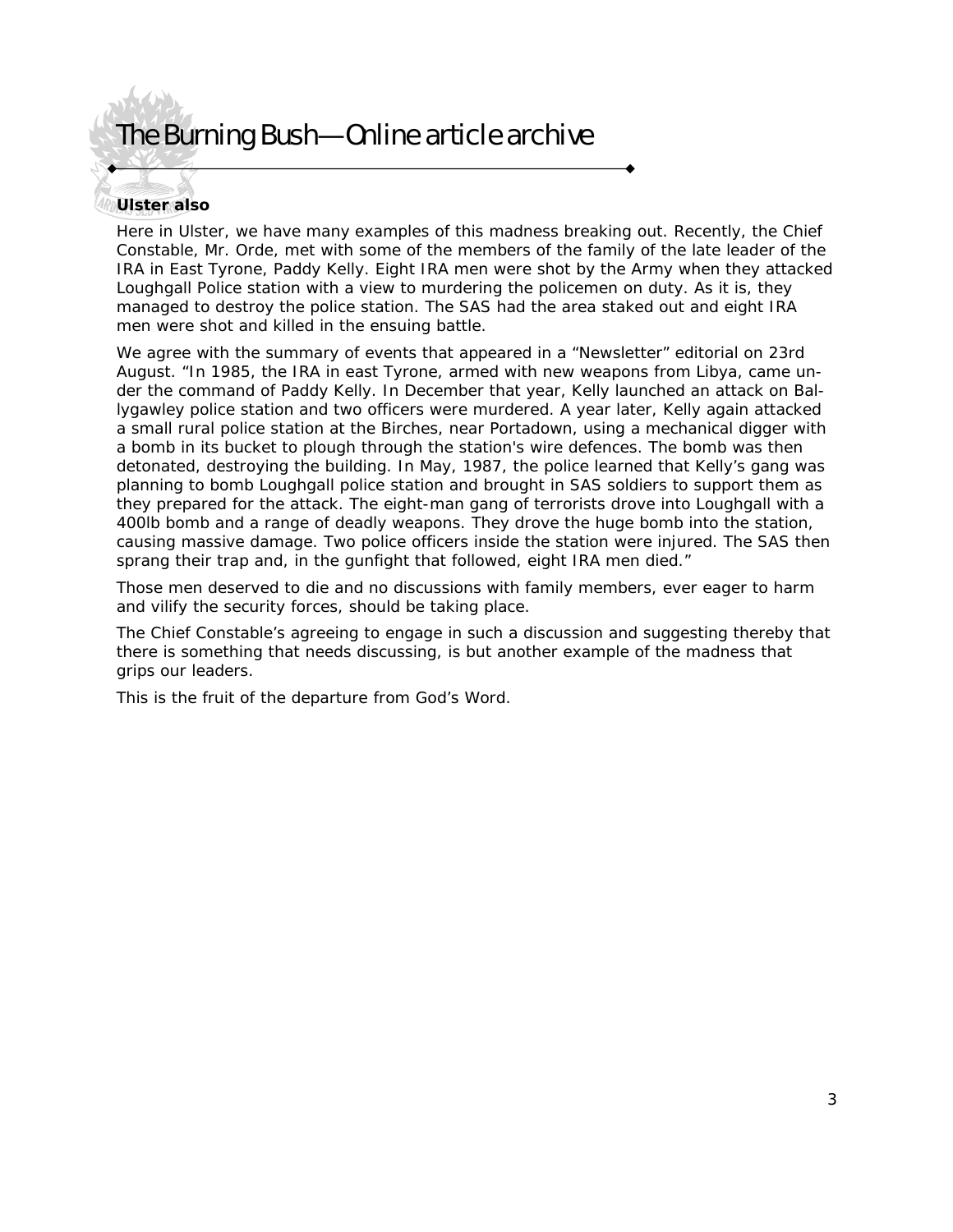### Ulster also

Here in Ulster, we have many examples of this madness breaking out. Recently, the Chief Constable, Mr. Orde, met with some of the members of the family of the late leader of the IRA in East Tyrone, Paddy Kelly. Eight IRA men were shot by the Army when they attacked Loughgall Police station with a view to murdering the policemen on duty. As it is, they managed to destroy the police station. The SAS had the area staked out and eight IRA men were shot and killed in the ensuing battle.

We agree with the summary of events that appeared in a "Newsletter" editorial on 23rd August. "In 1985, the IRA in east Tyrone, armed with new weapons from Libya, came under the command of Paddy Kelly. In December that year, Kelly launched an attack on Ballygawley police station and two officers were murdered. A year later, Kelly again attacked a small rural police station at the Birches, near Portadown, using a mechanical digger with a bomb in its bucket to plough through the station's wire defences. The bomb was then detonated, destroying the building. In May, 1987, the police learned that Kelly's gang was planning to bomb Loughgall police station and brought in SAS soldiers to support them as they prepared for the attack. The eight-man gang of terrorists drove into Loughgall with a 400lb bomb and a range of deadly weapons. They drove the huge bomb into the station, causing massive damage. Two police officers inside the station were injured. The SAS then sprang their trap and, in the gunfight that followed, eight IRA men died."

Those men deserved to die and no discussions with family members, ever eager to harm and vilify the security forces, should be taking place.

The Chief Constable's agreeing to engage in such a discussion and suggesting thereby that there is something that needs discussing, is but another example of the madness that grips our leaders.

This is the fruit of the departure from God's Word.